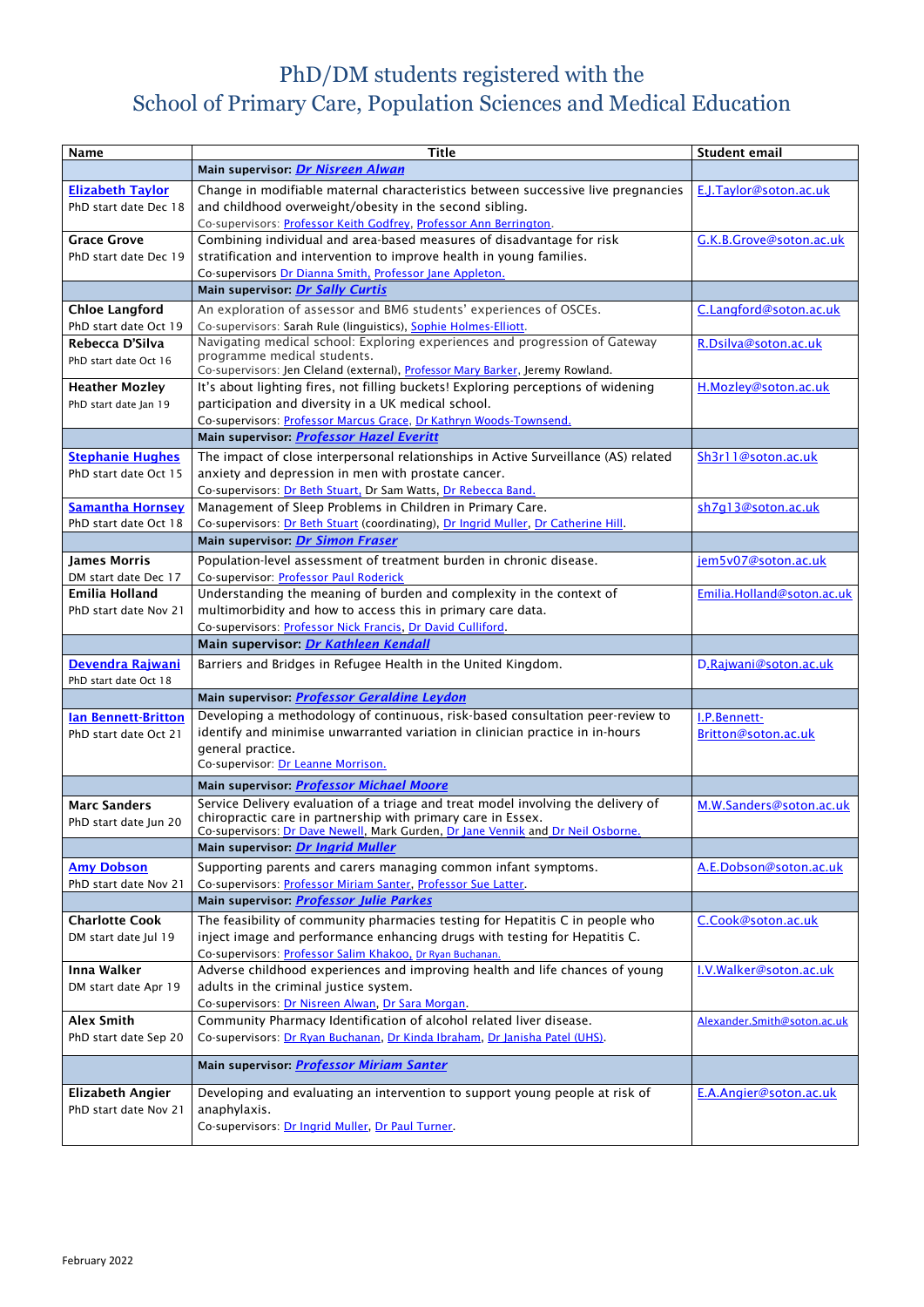# PhD/DM students registered with the School of Primary Care, Population Sciences and Medical Education

| Name | Title | Student email |
|---|---|---|
| | **Main supervisor: *Dr Nisreen Alwan*** | |
| **Elizabeth Taylor** PhD start date Dec 18 | Change in modifiable maternal characteristics between successive live pregnancies and childhood overweight/obesity in the second sibling. Co-supervisors: Professor Keith Godfrey, Professor Ann Berrington. | E.J.Taylor@soton.ac.uk |
| **Grace Grove** PhD start date Dec 19 | Combining individual and area-based measures of disadvantage for risk stratification and intervention to improve health in young families. Co-supervisors Dr Dianna Smith, Professor Jane Appleton. | G.K.B.Grove@soton.ac.uk |
| | **Main supervisor: *Dr Sally Curtis*** | |
| **Chloe Langford** PhD start date Oct 19 | An exploration of assessor and BM6 students' experiences of OSCEs. Co-supervisors: Sarah Rule (linguistics), Sophie Holmes-Elliott. | C.Langford@soton.ac.uk |
| **Rebecca D'Silva** PhD start date Oct 16 | Navigating medical school: Exploring experiences and progression of Gateway programme medical students. Co-supervisors: Jen Cleland (external), Professor Mary Barker, Jeremy Rowland. | R.Dsilva@soton.ac.uk |
| **Heather Mozley** PhD start date Jan 19 | It's about lighting fires, not filling buckets! Exploring perceptions of widening participation and diversity in a UK medical school. Co-supervisors: Professor Marcus Grace, Dr Kathryn Woods-Townsend. | H.Mozley@soton.ac.uk |
| | **Main supervisor: *Professor Hazel Everitt*** | |
| **Stephanie Hughes** PhD start date Oct 15 | The impact of close interpersonal relationships in Active Surveillance (AS) related anxiety and depression in men with prostate cancer. Co-supervisors: Dr Beth Stuart, Dr Sam Watts, Dr Rebecca Band. | Sh3r11@soton.ac.uk |
| **Samantha Hornsey** PhD start date Oct 18 | Management of Sleep Problems in Children in Primary Care. Co-supervisors: Dr Beth Stuart (coordinating), Dr Ingrid Muller, Dr Catherine Hill. | sh7g13@soton.ac.uk |
| | **Main supervisor: *Dr Simon Fraser*** | |
| **James Morris** DM start date Dec 17 | Population-level assessment of treatment burden in chronic disease. Co-supervisor: Professor Paul Roderick | jem5v07@soton.ac.uk |
| **Emilia Holland** PhD start date Nov 21 | Understanding the meaning of burden and complexity in the context of multimorbidity and how to access this in primary care data. Co-supervisors: Professor Nick Francis, Dr David Culliford. | Emilia.Holland@soton.ac.uk |
| | **Main supervisor: *Dr Kathleen Kendall*** | |
| **Devendra Rajwani** PhD start date Oct 18 | Barriers and Bridges in Refugee Health in the United Kingdom. | D.Rajwani@soton.ac.uk |
| | **Main supervisor: *Professor Geraldine Leydon*** | |
| **Ian Bennett-Britton** PhD start date Oct 21 | Developing a methodology of continuous, risk-based consultation peer-review to identify and minimise unwarranted variation in clinician practice in in-hours general practice. Co-supervisor: Dr Leanne Morrison. | I.P.Bennett-Britton@soton.ac.uk |
| | **Main supervisor: *Professor Michael Moore*** | |
| **Marc Sanders** PhD start date Jun 20 | Service Delivery evaluation of a triage and treat model involving the delivery of chiropractic care in partnership with primary care in Essex. Co-supervisors: Dr Dave Newell, Mark Gurden, Dr Jane Vennik and Dr Neil Osborne. | M.W.Sanders@soton.ac.uk |
| | **Main supervisor: *Dr Ingrid Muller*** | |
| **Amy Dobson** PhD start date Nov 21 | Supporting parents and carers managing common infant symptoms. Co-supervisors: Professor Miriam Santer, Professor Sue Latter. | A.E.Dobson@soton.ac.uk |
| | **Main supervisor: *Professor Julie Parkes*** | |
| **Charlotte Cook** DM start date Jul 19 | The feasibility of community pharmacies testing for Hepatitis C in people who inject image and performance enhancing drugs with testing for Hepatitis C. Co-supervisors: Professor Salim Khakoo, Dr Ryan Buchanan. | C.Cook@soton.ac.uk |
| **Inna Walker** DM start date Apr 19 | Adverse childhood experiences and improving health and life chances of young adults in the criminal justice system. Co-supervisors: Dr Nisreen Alwan, Dr Sara Morgan. | I.V.Walker@soton.ac.uk |
| **Alex Smith** PhD start date Sep 20 | Community Pharmacy Identification of alcohol related liver disease. Co-supervisors: Dr Ryan Buchanan, Dr Kinda Ibraham, Dr Janisha Patel (UHS). | Alexander.Smith@soton.ac.uk |
| | **Main supervisor: *Professor Miriam Santer*** | |
| **Elizabeth Angier** PhD start date Nov 21 | Developing and evaluating an intervention to support young people at risk of anaphylaxis. Co-supervisors: Dr Ingrid Muller, Dr Paul Turner. | E.A.Angier@soton.ac.uk |

February 2022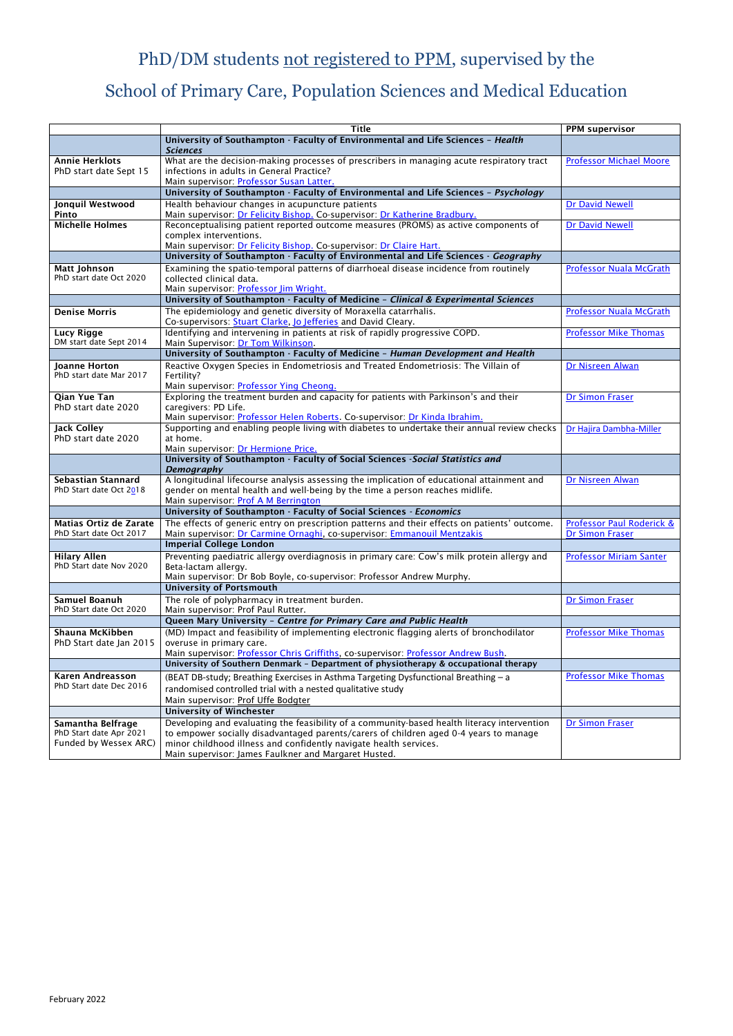# PhD/DM students not registered to PPM, supervised by the School of Primary Care, Population Sciences and Medical Education

| | Title | PPM supervisor |
|---|---|---|
| | **University of Southampton - Faculty of Environmental and Life Sciences – *Health Sciences*** | |
| **Annie Herklots**<br>PhD start date Sept 15 | What are the decision-making processes of prescribers in managing acute respiratory tract infections in adults in General Practice?<br>Main supervisor: Professor Susan Latter. | Professor Michael Moore |
| | **University of Southampton - Faculty of Environmental and Life Sciences – *Psychology*** | |
| **Jonquil Westwood Pinto** | Health behaviour changes in acupuncture patients<br>Main supervisor: Dr Felicity Bishop. Co-supervisor: Dr Katherine Bradbury. | Dr David Newell |
| **Michelle Holmes** | Reconceptualising patient reported outcome measures (PROMS) as active components of complex interventions.<br>Main supervisor: Dr Felicity Bishop. Co-supervisor: Dr Claire Hart. | Dr David Newell |
| | **University of Southampton - Faculty of Environmental and Life Sciences - *Geography*** | |
| **Matt Johnson**<br>PhD start date Oct 2020 | Examining the spatio-temporal patterns of diarrhoeal disease incidence from routinely collected clinical data.<br>Main supervisor: Professor Jim Wright. | Professor Nuala McGrath |
| | **University of Southampton - Faculty of Medicine – *Clinical & Experimental Sciences*** | |
| **Denise Morris** | The epidemiology and genetic diversity of Moraxella catarrhalis.<br>Co-supervisors: Stuart Clarke, Jo Jefferies and David Cleary. | Professor Nuala McGrath |
| **Lucy Rigge**<br>DM start date Sept 2014 | Identifying and intervening in patients at risk of rapidly progressive COPD.<br>Main Supervisor: Dr Tom Wilkinson. | Professor Mike Thomas |
| | **University of Southampton - Faculty of Medicine – *Human Development and Health*** | |
| **Joanne Horton**<br>PhD start date Mar 2017 | Reactive Oxygen Species in Endometriosis and Treated Endometriosis: The Villain of Fertility?<br>Main supervisor: Professor Ying Cheong. | Dr Nisreen Alwan |
| **Qian Yue Tan**<br>PhD start date 2020 | Exploring the treatment burden and capacity for patients with Parkinson's and their caregivers: PD Life.<br>Main supervisor: Professor Helen Roberts. Co-supervisor: Dr Kinda Ibrahim. | Dr Simon Fraser |
| **Jack Colley**<br>PhD start date 2020 | Supporting and enabling people living with diabetes to undertake their annual review checks at home.<br>Main supervisor: Dr Hermione Price. | Dr Hajira Dambha-Miller |
| | **University of Southampton - Faculty of Social Sciences -*Social Statistics and Demography*** | |
| **Sebastian Stannard**<br>PhD Start date Oct 2018 | A longitudinal lifecourse analysis assessing the implication of educational attainment and gender on mental health and well-being by the time a person reaches midlife.<br>Main supervisor: Prof A M Berrington | Dr Nisreen Alwan |
| | **University of Southampton - Faculty of Social Sciences - *Economics*** | |
| **Matias Ortiz de Zarate**<br>PhD Start date Oct 2017 | The effects of generic entry on prescription patterns and their effects on patients' outcome.<br>Main supervisor: Dr Carmine Ornaghi, co-supervisor: Emmanouil Mentzakis | Professor Paul Roderick & Dr Simon Fraser |
| | **Imperial College London** | |
| **Hilary Allen**<br>PhD Start date Nov 2020 | Preventing paediatric allergy overdiagnosis in primary care: Cow's milk protein allergy and Beta-lactam allergy.<br>Main supervisor: Dr Bob Boyle, co-supervisor: Professor Andrew Murphy. | Professor Miriam Santer |
| | **University of Portsmouth** | |
| **Samuel Boanuh**<br>PhD Start date Oct 2020 | The role of polypharmacy in treatment burden.<br>Main supervisor: Prof Paul Rutter. | Dr Simon Fraser |
| | **Queen Mary University – *Centre for Primary Care and Public Health*** | |
| **Shauna McKibben**<br>PhD Start date Jan 2015 | (MD) Impact and feasibility of implementing electronic flagging alerts of bronchodilator overuse in primary care.<br>Main supervisor: Professor Chris Griffiths, co-supervisor: Professor Andrew Bush. | Professor Mike Thomas |
| | **University of Southern Denmark – Department of physiotherapy & occupational therapy** | |
| **Karen Andreasson**<br>PhD Start date Dec 2016 | (BEAT DB-study; Breathing Exercises in Asthma Targeting Dysfunctional Breathing – a randomised controlled trial with a nested qualitative study<br>Main supervisor: Prof Uffe Bodgter | Professor Mike Thomas |
| | **University of Winchester** | |
| **Samantha Belfrage**<br>PhD Start date Apr 2021<br>Funded by Wessex ARC) | Developing and evaluating the feasibility of a community-based health literacy intervention to empower socially disadvantaged parents/carers of children aged 0-4 years to manage minor childhood illness and confidently navigate health services.<br>Main supervisor: James Faulkner and Margaret Husted. | Dr Simon Fraser |

February 2022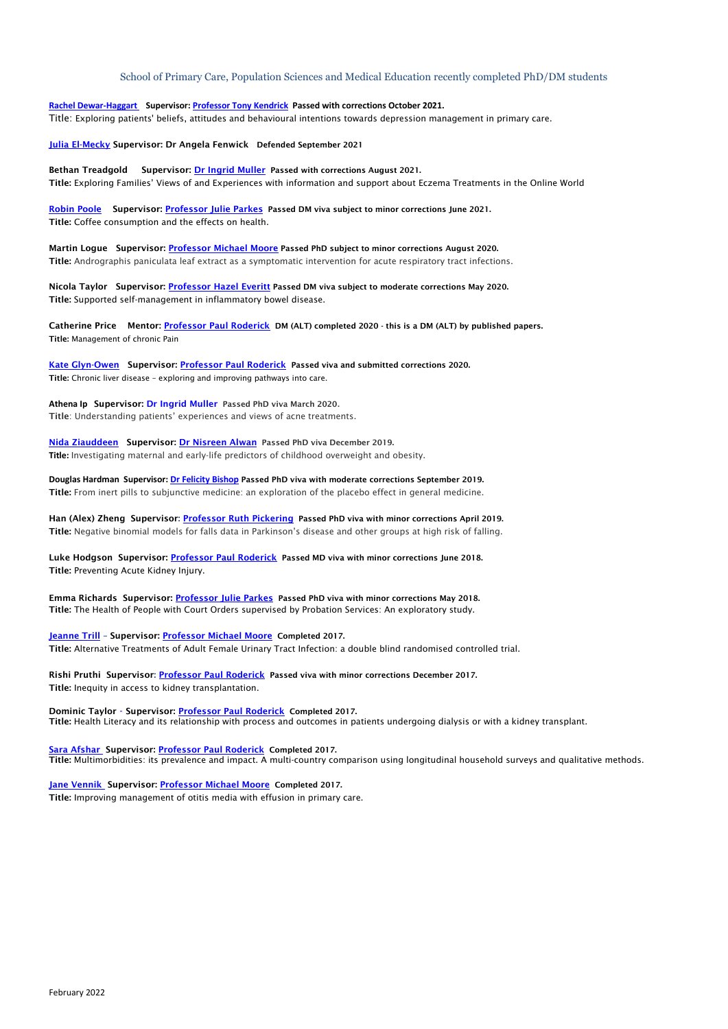## School of Primary Care, Population Sciences and Medical Education recently completed PhD/DM students

**Rachel Dewar-Haggart Supervisor: Professor Tony Kendrick Passed with corrections October 2021.**
Title: Exploring patients' beliefs, attitudes and behavioural intentions towards depression management in primary care.

**Julia El-Mecky Supervisor: Dr Angela Fenwick Defended September 2021**

**Bethan Treadgold Supervisor: Dr Ingrid Muller Passed with corrections August 2021.**
**Title:** Exploring Families' Views of and Experiences with information and support about Eczema Treatments in the Online World

**Robin Poole Supervisor: Professor Julie Parkes Passed DM viva subject to minor corrections June 2021.**
**Title:** Coffee consumption and the effects on health.

**Martin Logue Supervisor: Professor Michael Moore Passed PhD subject to minor corrections August 2020.**
**Title:** Andrographis paniculata leaf extract as a symptomatic intervention for acute respiratory tract infections.

**Nicola Taylor Supervisor: Professor Hazel Everitt Passed DM viva subject to moderate corrections May 2020.**
**Title:** Supported self-management in inflammatory bowel disease.

**Catherine Price Mentor: Professor Paul Roderick DM (ALT) completed 2020 - this is a DM (ALT) by published papers.**
**Title:** Management of chronic Pain

**Kate Glyn-Owen Supervisor: Professor Paul Roderick Passed viva and submitted corrections 2020.**
**Title:** Chronic liver disease – exploring and improving pathways into care.

**Athena Ip Supervisor: Dr Ingrid Muller Passed PhD viva March 2020.**
**Title**: Understanding patients' experiences and views of acne treatments.

**Nida Ziauddeen Supervisor: Dr Nisreen Alwan Passed PhD viva December 2019.**
**Title:** Investigating maternal and early-life predictors of childhood overweight and obesity.

**Douglas Hardman Supervisor: Dr Felicity Bishop Passed PhD viva with moderate corrections September 2019.**
**Title:** From inert pills to subjunctive medicine: an exploration of the placebo effect in general medicine.

**Han (Alex) Zheng Supervisor: Professor Ruth Pickering Passed PhD viva with minor corrections April 2019.**
**Title:** Negative binomial models for falls data in Parkinson's disease and other groups at high risk of falling.

**Luke Hodgson Supervisor: Professor Paul Roderick Passed MD viva with minor corrections June 2018.**
**Title:** Preventing Acute Kidney Injury.

**Emma Richards Supervisor: Professor Julie Parkes Passed PhD viva with minor corrections May 2018.**
**Title:** The Health of People with Court Orders supervised by Probation Services: An exploratory study.

**Jeanne Trill – Supervisor: Professor Michael Moore Completed 2017.**
**Title:** Alternative Treatments of Adult Female Urinary Tract Infection: a double blind randomised controlled trial.

**Rishi Pruthi Supervisor: Professor Paul Roderick Passed viva with minor corrections December 2017.**
**Title:** Inequity in access to kidney transplantation.

**Dominic Taylor - Supervisor: Professor Paul Roderick Completed 2017.**
**Title:** Health Literacy and its relationship with process and outcomes in patients undergoing dialysis or with a kidney transplant.

**Sara Afshar Supervisor: Professor Paul Roderick Completed 2017.**
**Title:** Multimorbidities: its prevalence and impact. A multi-country comparison using longitudinal household surveys and qualitative methods.

**Jane Vennik Supervisor: Professor Michael Moore Completed 2017.**
**Title:** Improving management of otitis media with effusion in primary care.

February 2022